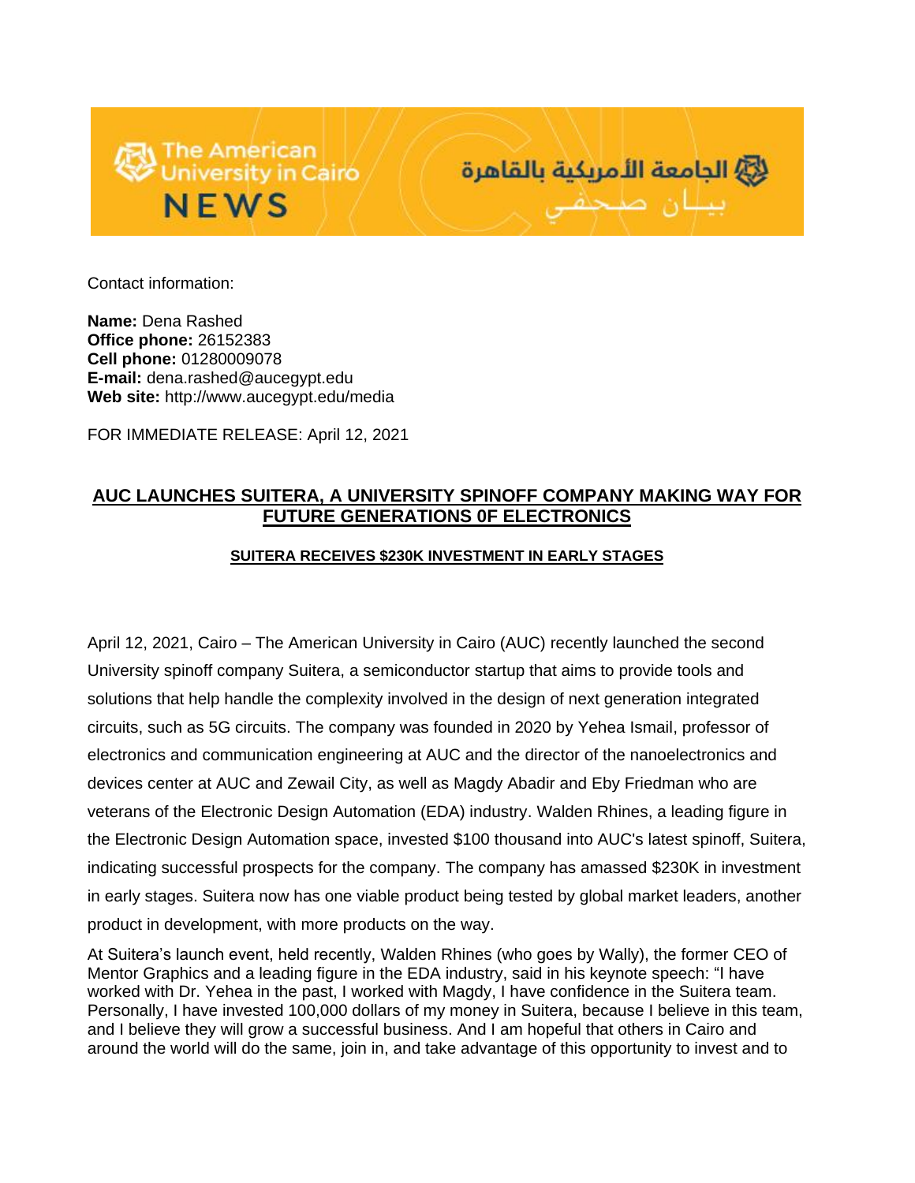The American University in Cairo NEWS

الجامعة الأمريكية بالقاهرة
بيان صحفي

Contact information:

**Name:** Dena Rashed
**Office phone:** 26152383
**Cell phone:** 01280009078
**E-mail:** dena.rashed@aucegypt.edu
**Web site:** http://www.aucegypt.edu/media

FOR IMMEDIATE RELEASE: April 12, 2021

# AUC LAUNCHES SUITERA, A UNIVERSITY SPINOFF COMPANY MAKING WAY FOR FUTURE GENERATIONS 0F ELECTRONICS

## SUITERA RECEIVES $230K INVESTMENT IN EARLY STAGES

April 12, 2021, Cairo – The American University in Cairo (AUC) recently launched the second University spinoff company Suitera, a semiconductor startup that aims to provide tools and solutions that help handle the complexity involved in the design of next generation integrated circuits, such as 5G circuits. The company was founded in 2020 by Yehea Ismail, professor of electronics and communication engineering at AUC and the director of the nanoelectronics and devices center at AUC and Zewail City, as well as Magdy Abadir and Eby Friedman who are veterans of the Electronic Design Automation (EDA) industry. Walden Rhines, a leading figure in the Electronic Design Automation space, invested $100 thousand into AUC's latest spinoff, Suitera, indicating successful prospects for the company. The company has amassed $230K in investment in early stages. Suitera now has one viable product being tested by global market leaders, another product in development, with more products on the way.

At Suitera's launch event, held recently, Walden Rhines (who goes by Wally), the former CEO of Mentor Graphics and a leading figure in the EDA industry, said in his keynote speech: "I have worked with Dr. Yehea in the past, I worked with Magdy, I have confidence in the Suitera team. Personally, I have invested 100,000 dollars of my money in Suitera, because I believe in this team, and I believe they will grow a successful business. And I am hopeful that others in Cairo and around the world will do the same, join in, and take advantage of this opportunity to invest and to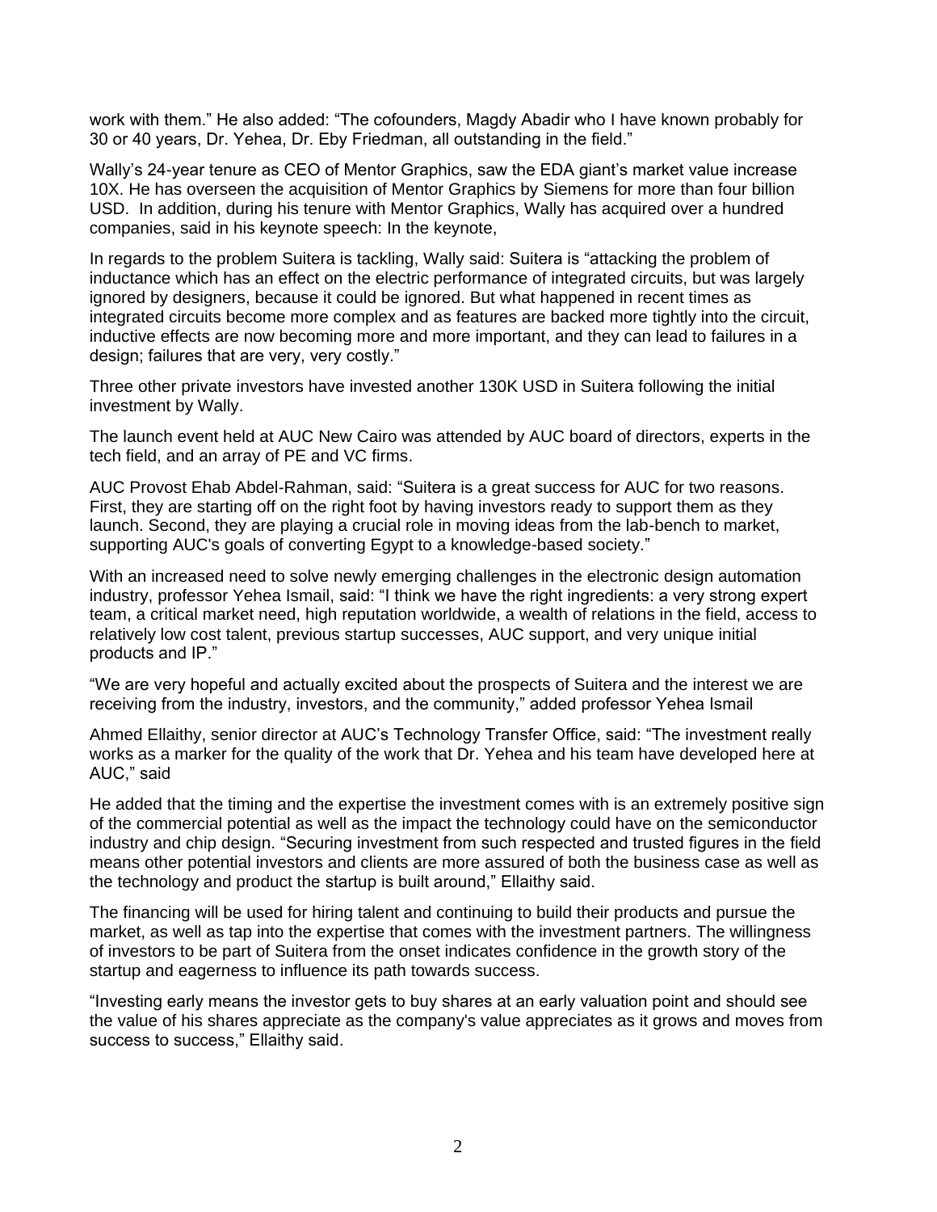work with them." He also added: "The cofounders, Magdy Abadir who I have known probably for 30 or 40 years, Dr. Yehea, Dr. Eby Friedman, all outstanding in the field."

Wally's 24-year tenure as CEO of Mentor Graphics, saw the EDA giant's market value increase 10X. He has overseen the acquisition of Mentor Graphics by Siemens for more than four billion USD. In addition, during his tenure with Mentor Graphics, Wally has acquired over a hundred companies, said in his keynote speech: In the keynote,

In regards to the problem Suitera is tackling, Wally said: Suitera is "attacking the problem of inductance which has an effect on the electric performance of integrated circuits, but was largely ignored by designers, because it could be ignored. But what happened in recent times as integrated circuits become more complex and as features are backed more tightly into the circuit, inductive effects are now becoming more and more important, and they can lead to failures in a design; failures that are very, very costly."

Three other private investors have invested another 130K USD in Suitera following the initial investment by Wally.

The launch event held at AUC New Cairo was attended by AUC board of directors, experts in the tech field, and an array of PE and VC firms.

AUC Provost Ehab Abdel-Rahman, said: "Suitera is a great success for AUC for two reasons. First, they are starting off on the right foot by having investors ready to support them as they launch. Second, they are playing a crucial role in moving ideas from the lab-bench to market, supporting AUC's goals of converting Egypt to a knowledge-based society."

With an increased need to solve newly emerging challenges in the electronic design automation industry, professor Yehea Ismail, said: "I think we have the right ingredients: a very strong expert team, a critical market need, high reputation worldwide, a wealth of relations in the field, access to relatively low cost talent, previous startup successes, AUC support, and very unique initial products and IP."

"We are very hopeful and actually excited about the prospects of Suitera and the interest we are receiving from the industry, investors, and the community," added professor Yehea Ismail

Ahmed Ellaithy, senior director at AUC's Technology Transfer Office, said: "The investment really works as a marker for the quality of the work that Dr. Yehea and his team have developed here at AUC," said

He added that the timing and the expertise the investment comes with is an extremely positive sign of the commercial potential as well as the impact the technology could have on the semiconductor industry and chip design. "Securing investment from such respected and trusted figures in the field means other potential investors and clients are more assured of both the business case as well as the technology and product the startup is built around," Ellaithy said.

The financing will be used for hiring talent and continuing to build their products and pursue the market, as well as tap into the expertise that comes with the investment partners. The willingness of investors to be part of Suitera from the onset indicates confidence in the growth story of the startup and eagerness to influence its path towards success.

"Investing early means the investor gets to buy shares at an early valuation point and should see the value of his shares appreciate as the company's value appreciates as it grows and moves from success to success," Ellaithy said.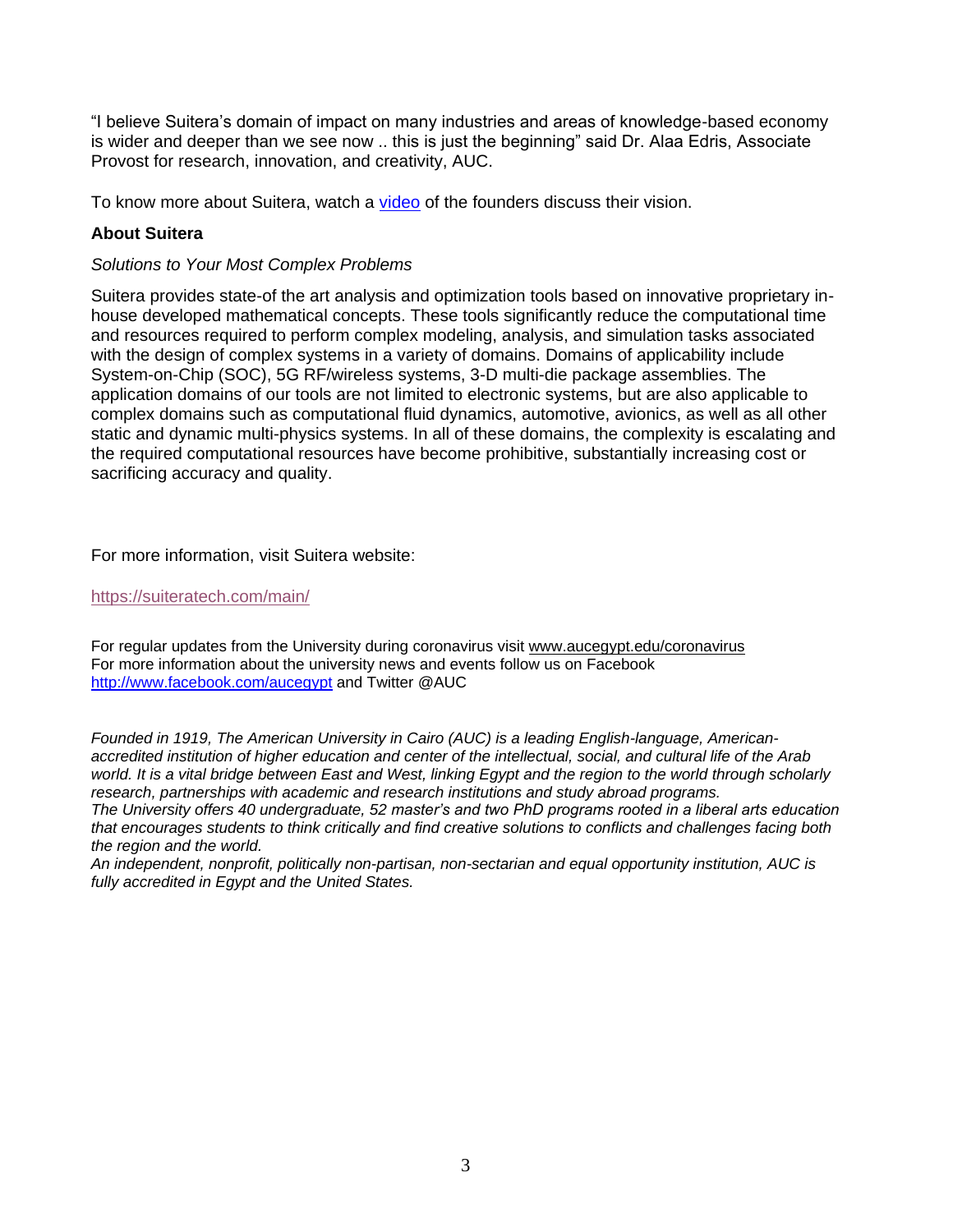"I believe Suitera's domain of impact on many industries and areas of knowledge-based economy is wider and deeper than we see now .. this is just the beginning" said Dr. Alaa Edris, Associate Provost for research, innovation, and creativity, AUC.

To know more about Suitera, watch a [video](#) of the founders discuss their vision.

**About Suitera**

*Solutions to Your Most Complex Problems*

Suitera provides state-of the art analysis and optimization tools based on innovative proprietary in-house developed mathematical concepts. These tools significantly reduce the computational time and resources required to perform complex modeling, analysis, and simulation tasks associated with the design of complex systems in a variety of domains. Domains of applicability include System-on-Chip (SOC), 5G RF/wireless systems, 3-D multi-die package assemblies. The application domains of our tools are not limited to electronic systems, but are also applicable to complex domains such as computational fluid dynamics, automotive, avionics, as well as all other static and dynamic multi-physics systems. In all of these domains, the complexity is escalating and the required computational resources have become prohibitive, substantially increasing cost or sacrificing accuracy and quality.

For more information, visit Suitera website:

https://suiteratech.com/main/

For regular updates from the University during coronavirus visit www.aucegypt.edu/coronavirus
For more information about the university news and events follow us on Facebook http://www.facebook.com/aucegypt and Twitter @AUC

*Founded in 1919, The American University in Cairo (AUC) is a leading English-language, American-accredited institution of higher education and center of the intellectual, social, and cultural life of the Arab world. It is a vital bridge between East and West, linking Egypt and the region to the world through scholarly research, partnerships with academic and research institutions and study abroad programs.*
*The University offers 40 undergraduate, 52 master's and two PhD programs rooted in a liberal arts education that encourages students to think critically and find creative solutions to conflicts and challenges facing both the region and the world.*
*An independent, nonprofit, politically non-partisan, non-sectarian and equal opportunity institution, AUC is fully accredited in Egypt and the United States.*